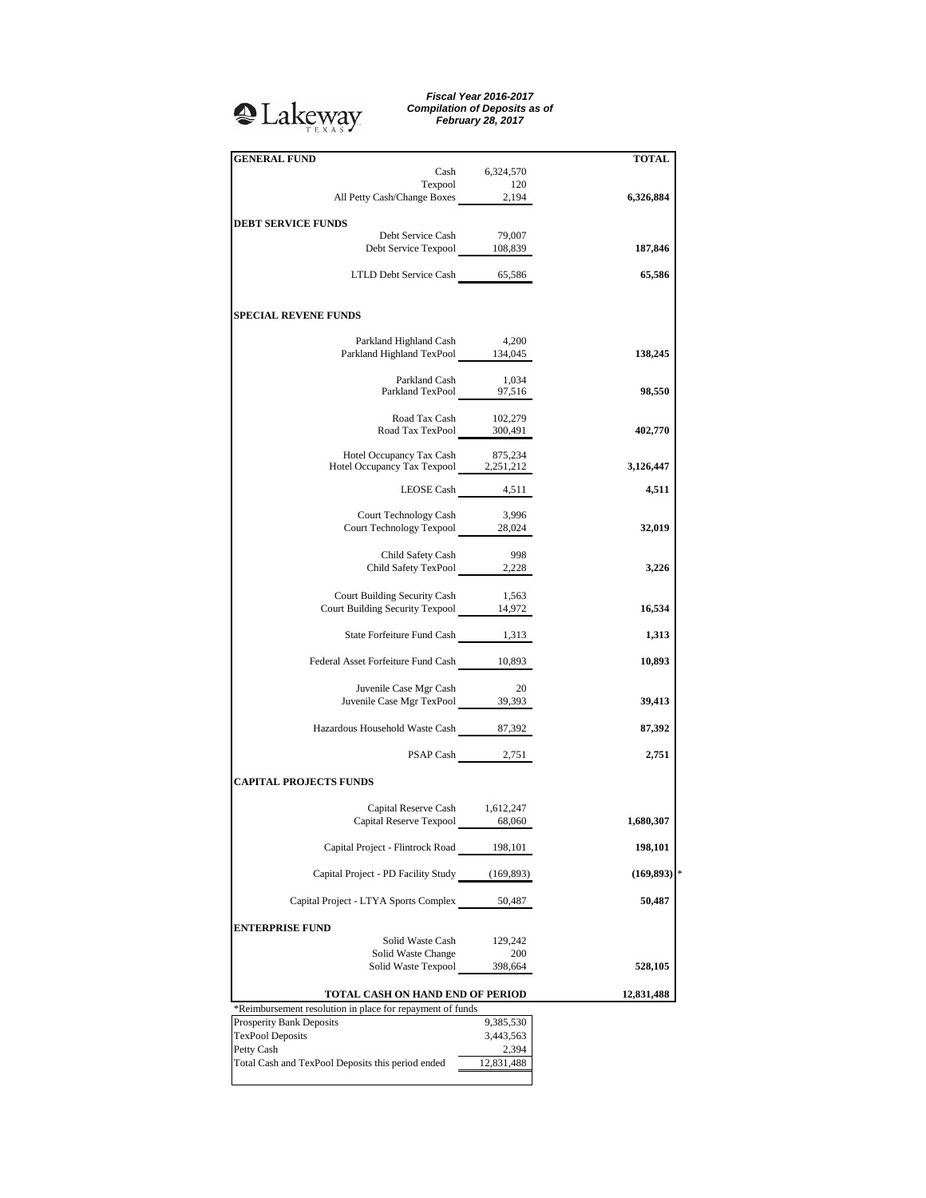Lakeway TEXAS

***Fiscal Year 2016-2017***
***Compilation of Deposits as of***
***February 28, 2017***

| **GENERAL FUND** | | **TOTAL** |
|---|---|---|
| Cash | 6,324,570 | |
| Texpool | 120 | |
| All Petty Cash/Change Boxes | 2,194 | **6,326,884** |
| **DEBT SERVICE FUNDS** | | |
| Debt Service Cash | 79,007 | |
| Debt Service Texpool | 108,839 | **187,846** |
| LTLD Debt Service Cash | 65,586 | **65,586** |
| **SPECIAL REVENE FUNDS** | | |
| Parkland Highland Cash | 4,200 | |
| Parkland Highland TexPool | 134,045 | **138,245** |
| Parkland Cash | 1,034 | |
| Parkland TexPool | 97,516 | **98,550** |
| Road Tax Cash | 102,279 | |
| Road Tax TexPool | 300,491 | **402,770** |
| Hotel Occupancy Tax Cash | 875,234 | |
| Hotel Occupancy Tax Texpool | 2,251,212 | **3,126,447** |
| LEOSE Cash | 4,511 | **4,511** |
| Court Technology Cash | 3,996 | |
| Court Technology Texpool | 28,024 | **32,019** |
| Child Safety Cash | 998 | |
| Child Safety TexPool | 2,228 | **3,226** |
| Court Building Security Cash | 1,563 | |
| Court Building Security Texpool | 14,972 | **16,534** |
| State Forfeiture Fund Cash | 1,313 | **1,313** |
| Federal Asset Forfeiture Fund Cash | 10,893 | **10,893** |
| Juvenile Case Mgr Cash | 20 | |
| Juvenile Case Mgr TexPool | 39,393 | **39,413** |
| Hazardous Household Waste Cash | 87,392 | **87,392** |
| PSAP Cash | 2,751 | **2,751** |
| **CAPITAL PROJECTS FUNDS** | | |
| Capital Reserve Cash | 1,612,247 | |
| Capital Reserve Texpool | 68,060 | **1,680,307** |
| Capital Project - Flintrock Road | 198,101 | **198,101** |
| Capital Project - PD Facility Study | (169,893) | **(169,893)** * |
| Capital Project - LTYA Sports Complex | 50,487 | **50,487** |
| **ENTERPRISE FUND** | | |
| Solid Waste Cash | 129,242 | |
| Solid Waste Change | 200 | |
| Solid Waste Texpool | 398,664 | **528,105** |
| **TOTAL CASH ON HAND END OF PERIOD** | | **12,831,488** |

*Reimbursement resolution in place for repayment of funds

| | |
|---|---|
| Prosperity Bank Deposits | 9,385,530 |
| TexPool Deposits | 3,443,563 |
| Petty Cash | 2,394 |
| Total Cash and TexPool Deposits this period ended | 12,831,488 |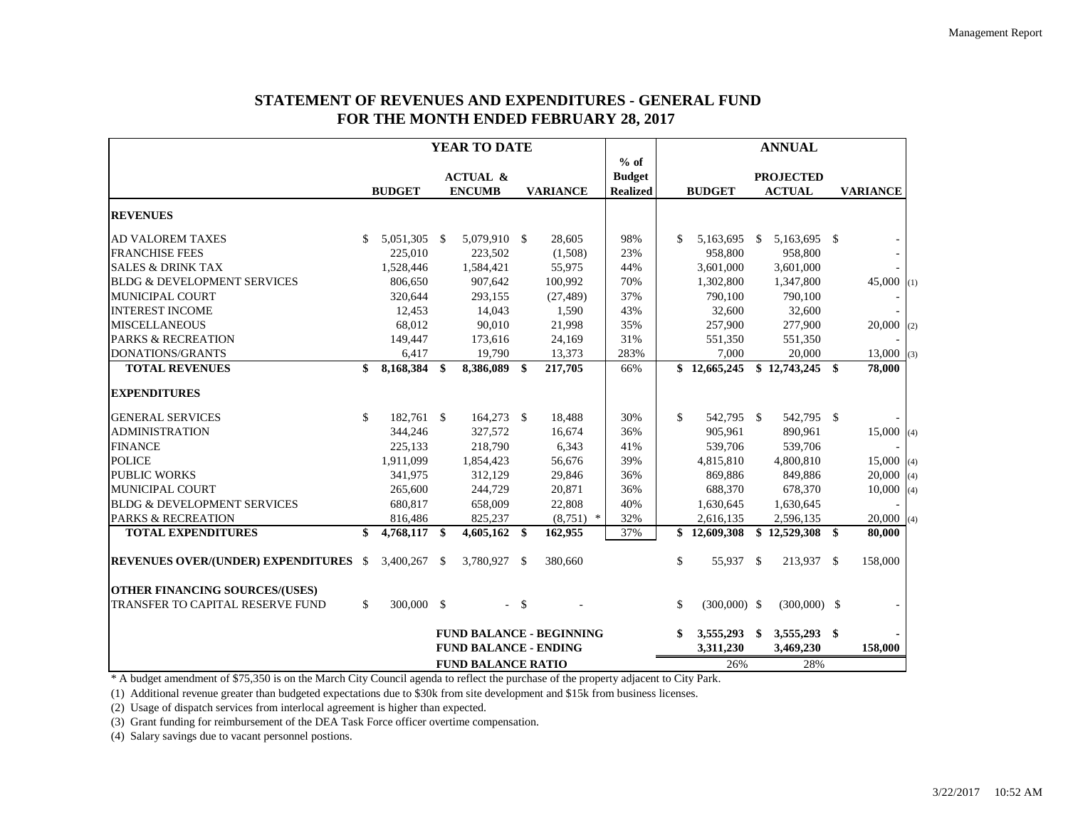# STATEMENT OF REVENUES AND EXPENDITURES - GENERAL FUND
## FOR THE MONTH ENDED FEBRUARY 28, 2017

| | YEAR TO DATE | | | % of Budget Realized | ANNUAL | | | |
|---|---|---|---|---|---|---|---|---|
| | BUDGET | ACTUAL & ENCUMB | VARIANCE | | BUDGET | PROJECTED ACTUAL | VARIANCE | |
| **REVENUES** | | | | | | | | |
| AD VALOREM TAXES | $ 5,051,305 | $ 5,079,910 | $ 28,605 | 98% | $ 5,163,695 | $ 5,163,695 | $ - | |
| FRANCHISE FEES | 225,010 | 223,502 | (1,508) | 23% | 958,800 | 958,800 | - | |
| SALES & DRINK TAX | 1,528,446 | 1,584,421 | 55,975 | 44% | 3,601,000 | 3,601,000 | - | |
| BLDG & DEVELOPMENT SERVICES | 806,650 | 907,642 | 100,992 | 70% | 1,302,800 | 1,347,800 | 45,000 | (1) |
| MUNICIPAL COURT | 320,644 | 293,155 | (27,489) | 37% | 790,100 | 790,100 | - | |
| INTEREST INCOME | 12,453 | 14,043 | 1,590 | 43% | 32,600 | 32,600 | - | |
| MISCELLANEOUS | 68,012 | 90,010 | 21,998 | 35% | 257,900 | 277,900 | 20,000 | (2) |
| PARKS & RECREATION | 149,447 | 173,616 | 24,169 | 31% | 551,350 | 551,350 | - | |
| DONATIONS/GRANTS | 6,417 | 19,790 | 13,373 | 283% | 7,000 | 20,000 | 13,000 | (3) |
| **TOTAL REVENUES** | **$ 8,168,384** | **$ 8,386,089** | **$ 217,705** | 66% | **$ 12,665,245** | **$ 12,743,245** | **$ 78,000** | |
| **EXPENDITURES** | | | | | | | | |
| GENERAL SERVICES | $ 182,761 | $ 164,273 | $ 18,488 | 30% | $ 542,795 | $ 542,795 | $ - | |
| ADMINISTRATION | 344,246 | 327,572 | 16,674 | 36% | 905,961 | 890,961 | 15,000 | (4) |
| FINANCE | 225,133 | 218,790 | 6,343 | 41% | 539,706 | 539,706 | - | |
| POLICE | 1,911,099 | 1,854,423 | 56,676 | 39% | 4,815,810 | 4,800,810 | 15,000 | (4) |
| PUBLIC WORKS | 341,975 | 312,129 | 29,846 | 36% | 869,886 | 849,886 | 20,000 | (4) |
| MUNICIPAL COURT | 265,600 | 244,729 | 20,871 | 36% | 688,370 | 678,370 | 10,000 | (4) |
| BLDG & DEVELOPMENT SERVICES | 680,817 | 658,009 | 22,808 | 40% | 1,630,645 | 1,630,645 | - | |
| PARKS & RECREATION | 816,486 | 825,237 | (8,751) * | 32% | 2,616,135 | 2,596,135 | 20,000 | (4) |
| **TOTAL EXPENDITURES** | **$ 4,768,117** | **$ 4,605,162** | **$ 162,955** | 37% | **$ 12,609,308** | **$ 12,529,308** | **$ 80,000** | |
| **REVENUES OVER/(UNDER) EXPENDITURES** | $ 3,400,267 | $ 3,780,927 | $ 380,660 | | $ 55,937 | $ 213,937 | $ 158,000 | |
| **OTHER FINANCING SOURCES/(USES)** | | | | | | | | |
| TRANSFER TO CAPITAL RESERVE FUND | $ 300,000 | $ - | $ - | | $ (300,000) | $ (300,000) | $ - | |
| | | **FUND BALANCE - BEGINNING** | | | **$ 3,555,293** | **$ 3,555,293** | **$ -** | |
| | | **FUND BALANCE - ENDING** | | | **3,311,230** | **3,469,230** | **158,000** | |
| | | **FUND BALANCE RATIO** | | | 26% | 28% | | |

* A budget amendment of $75,350 is on the March City Council agenda to reflect the purchase of the property adjacent to City Park.

(1) Additional revenue greater than budgeted expectations due to $30k from site development and $15k from business licenses.

(2) Usage of dispatch services from interlocal agreement is higher than expected.

(3) Grant funding for reimbursement of the DEA Task Force officer overtime compensation.

(4) Salary savings due to vacant personnel postions.

3/22/2017 10:52 AM